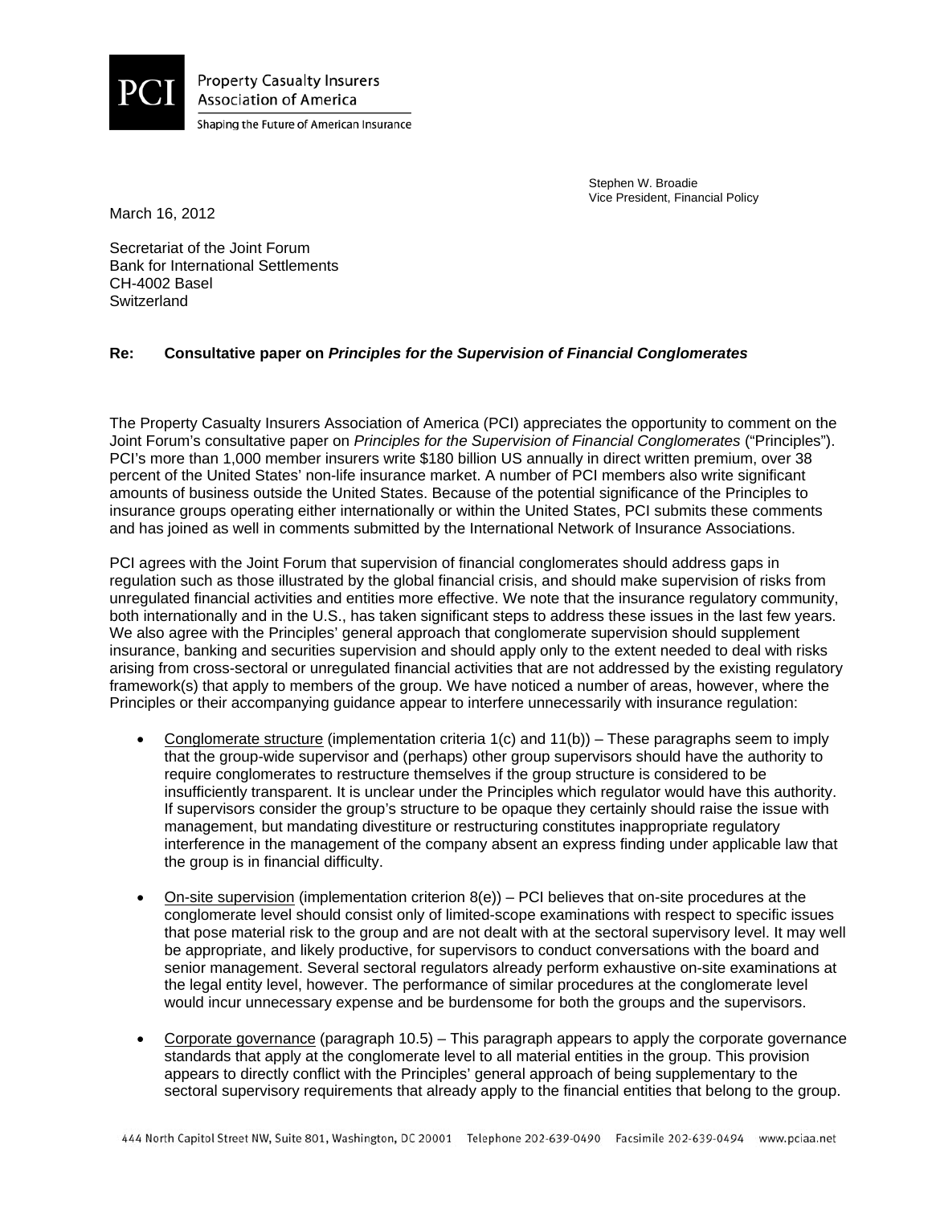PCI Property Casualty Insurers Association of America

Shaping the Future of American Insurance

Stephen W. Broadie
Vice President, Financial Policy

March 16, 2012

Secretariat of the Joint Forum
Bank for International Settlements
CH-4002 Basel
Switzerland

**Re: Consultative paper on *Principles for the Supervision of Financial Conglomerates***

The Property Casualty Insurers Association of America (PCI) appreciates the opportunity to comment on the Joint Forum's consultative paper on *Principles for the Supervision of Financial Conglomerates* ("Principles"). PCI's more than 1,000 member insurers write $180 billion US annually in direct written premium, over 38 percent of the United States' non-life insurance market. A number of PCI members also write significant amounts of business outside the United States. Because of the potential significance of the Principles to insurance groups operating either internationally or within the United States, PCI submits these comments and has joined as well in comments submitted by the International Network of Insurance Associations.

PCI agrees with the Joint Forum that supervision of financial conglomerates should address gaps in regulation such as those illustrated by the global financial crisis, and should make supervision of risks from unregulated financial activities and entities more effective. We note that the insurance regulatory community, both internationally and in the U.S., has taken significant steps to address these issues in the last few years. We also agree with the Principles' general approach that conglomerate supervision should supplement insurance, banking and securities supervision and should apply only to the extent needed to deal with risks arising from cross-sectoral or unregulated financial activities that are not addressed by the existing regulatory framework(s) that apply to members of the group. We have noticed a number of areas, however, where the Principles or their accompanying guidance appear to interfere unnecessarily with insurance regulation:

- Conglomerate structure (implementation criteria 1(c) and 11(b)) – These paragraphs seem to imply that the group-wide supervisor and (perhaps) other group supervisors should have the authority to require conglomerates to restructure themselves if the group structure is considered to be insufficiently transparent. It is unclear under the Principles which regulator would have this authority. If supervisors consider the group's structure to be opaque they certainly should raise the issue with management, but mandating divestiture or restructuring constitutes inappropriate regulatory interference in the management of the company absent an express finding under applicable law that the group is in financial difficulty.

- On-site supervision (implementation criterion 8(e)) – PCI believes that on-site procedures at the conglomerate level should consist only of limited-scope examinations with respect to specific issues that pose material risk to the group and are not dealt with at the sectoral supervisory level. It may well be appropriate, and likely productive, for supervisors to conduct conversations with the board and senior management. Several sectoral regulators already perform exhaustive on-site examinations at the legal entity level, however. The performance of similar procedures at the conglomerate level would incur unnecessary expense and be burdensome for both the groups and the supervisors.

- Corporate governance (paragraph 10.5) – This paragraph appears to apply the corporate governance standards that apply at the conglomerate level to all material entities in the group. This provision appears to directly conflict with the Principles' general approach of being supplementary to the sectoral supervisory requirements that already apply to the financial entities that belong to the group.

444 North Capitol Street NW, Suite 801, Washington, DC 20001 Telephone 202-639-0490 Facsimile 202-639-0494 www.pciaa.net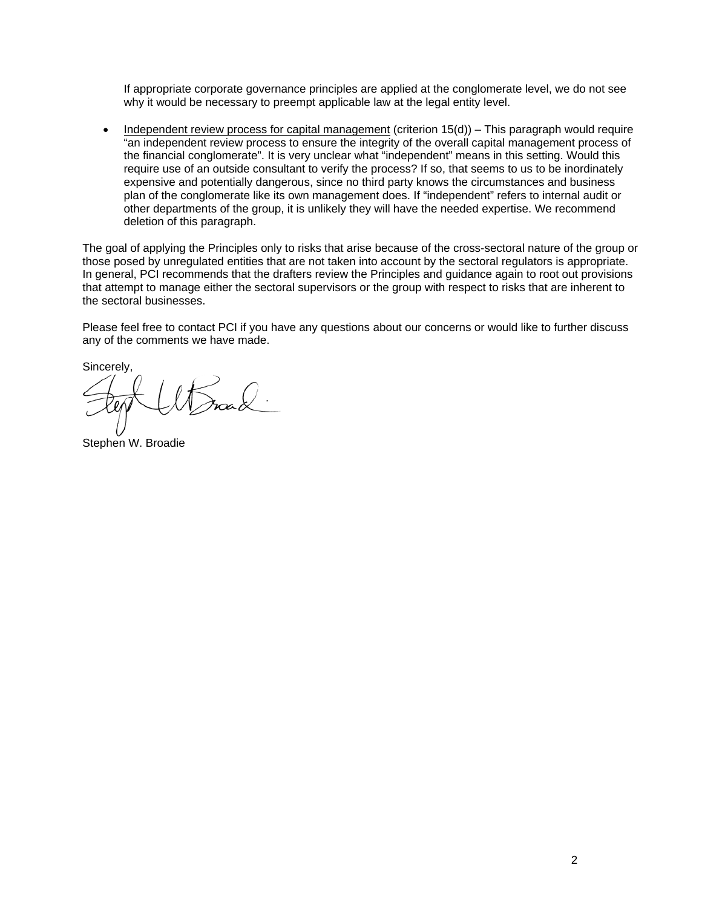If appropriate corporate governance principles are applied at the conglomerate level, we do not see why it would be necessary to preempt applicable law at the legal entity level.

- Independent review process for capital management (criterion 15(d)) – This paragraph would require "an independent review process to ensure the integrity of the overall capital management process of the financial conglomerate". It is very unclear what "independent" means in this setting. Would this require use of an outside consultant to verify the process? If so, that seems to us to be inordinately expensive and potentially dangerous, since no third party knows the circumstances and business plan of the conglomerate like its own management does. If "independent" refers to internal audit or other departments of the group, it is unlikely they will have the needed expertise. We recommend deletion of this paragraph.

The goal of applying the Principles only to risks that arise because of the cross-sectoral nature of the group or those posed by unregulated entities that are not taken into account by the sectoral regulators is appropriate. In general, PCI recommends that the drafters review the Principles and guidance again to root out provisions that attempt to manage either the sectoral supervisors or the group with respect to risks that are inherent to the sectoral businesses.

Please feel free to contact PCI if you have any questions about our concerns or would like to further discuss any of the comments we have made.

Sincerely,

Stephen W. Broadie